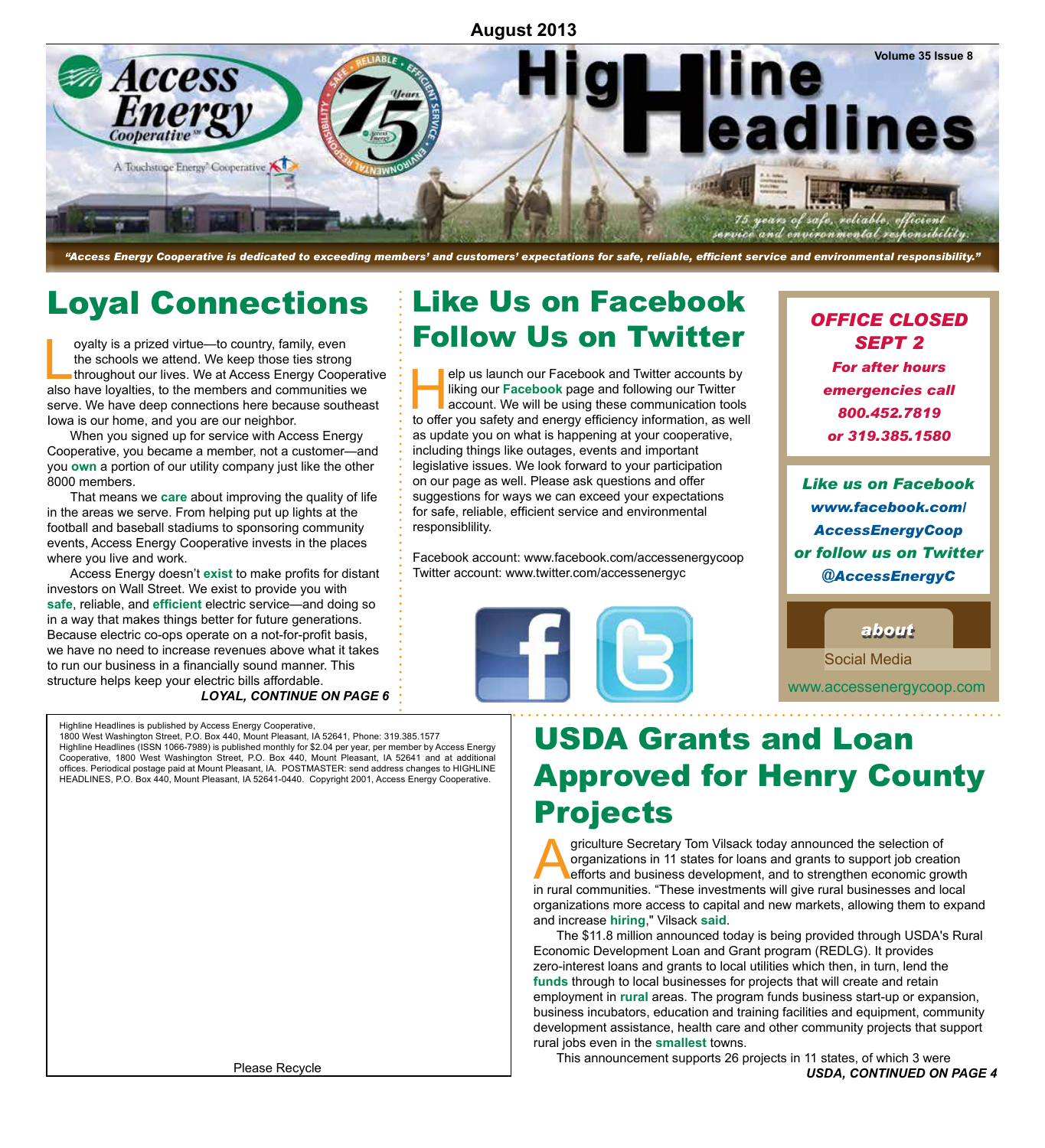August 2013

# Highline Headlines

Volume 35 Issue 8

*"Access Energy Cooperative is dedicated to exceeding members' and customers' expectations for safe, reliable, efficient service and environmental responsibility."*

## Loyal Connections

Loyalty is a prized virtue—to country, family, even the schools we attend. We keep those ties strong throughout our lives. We at Access Energy Cooperative also have loyalties, to the members and communities we serve. We have deep connections here because southeast Iowa is our home, and you are our neighbor.

When you signed up for service with Access Energy Cooperative, you became a member, not a customer—and you **own** a portion of our utility company just like the other 8000 members.

That means we **care** about improving the quality of life in the areas we serve. From helping put up lights at the football and baseball stadiums to sponsoring community events, Access Energy Cooperative invests in the places where you live and work.

Access Energy doesn't **exist** to make profits for distant investors on Wall Street. We exist to provide you with **safe**, reliable, and **efficient** electric service—and doing so in a way that makes things better for future generations. Because electric co-ops operate on a not-for-profit basis, we have no need to increase revenues above what it takes to run our business in a financially sound manner. This structure helps keep your electric bills affordable.

***LOYAL, CONTINUE ON PAGE 6***

## Like Us on Facebook Follow Us on Twitter

Help us launch our Facebook and Twitter accounts by liking our **Facebook** page and following our Twitter account. We will be using these communication tools to offer you safety and energy efficiency information, as well as update you on what is happening at your cooperative, including things like outages, events and important legislative issues. We look forward to your participation on our page as well. Please ask questions and offer suggestions for ways we can exceed your expectations for safe, reliable, efficient service and environmental responsiblility.

Facebook account: www.facebook.com/accessenergycoop
Twitter account: www.twitter.com/accessenergyc

***OFFICE CLOSED SEPT 2***
***For after hours emergencies call 800.452.7819 or 319.385.1580***

***Like us on Facebook www.facebook.com/AccessEnergyCoop or follow us on Twitter @AccessEnergyC***

*about*
Social Media
www.accessenergycoop.com

Highline Headlines is published by Access Energy Cooperative, 1800 West Washington Street, P.O. Box 440, Mount Pleasant, IA 52641, Phone: 319.385.1577
Highline Headlines (ISSN 1066-7989) is published monthly for $2.04 per year, per member by Access Energy Cooperative, 1800 West Washington Street, P.O. Box 440, Mount Pleasant, IA 52641 and at additional offices. Periodical postage paid at Mount Pleasant, IA. POSTMASTER: send address changes to HIGHLINE HEADLINES, P.O. Box 440, Mount Pleasant, IA 52641-0440. Copyright 2001, Access Energy Cooperative.

Please Recycle

## USDA Grants and Loan Approved for Henry County Projects

Agriculture Secretary Tom Vilsack today announced the selection of organizations in 11 states for loans and grants to support job creation efforts and business development, and to strengthen economic growth in rural communities. "These investments will give rural businesses and local organizations more access to capital and new markets, allowing them to expand and increase **hiring**," Vilsack **said**.

The $11.8 million announced today is being provided through USDA's Rural Economic Development Loan and Grant program (REDLG). It provides zero-interest loans and grants to local utilities which then, in turn, lend the **funds** through to local businesses for projects that will create and retain employment in **rural** areas. The program funds business start-up or expansion, business incubators, education and training facilities and equipment, community development assistance, health care and other community projects that support rural jobs even in the **smallest** towns.

This announcement supports 26 projects in 11 states, of which 3 were

***USDA, CONTINUED ON PAGE 4***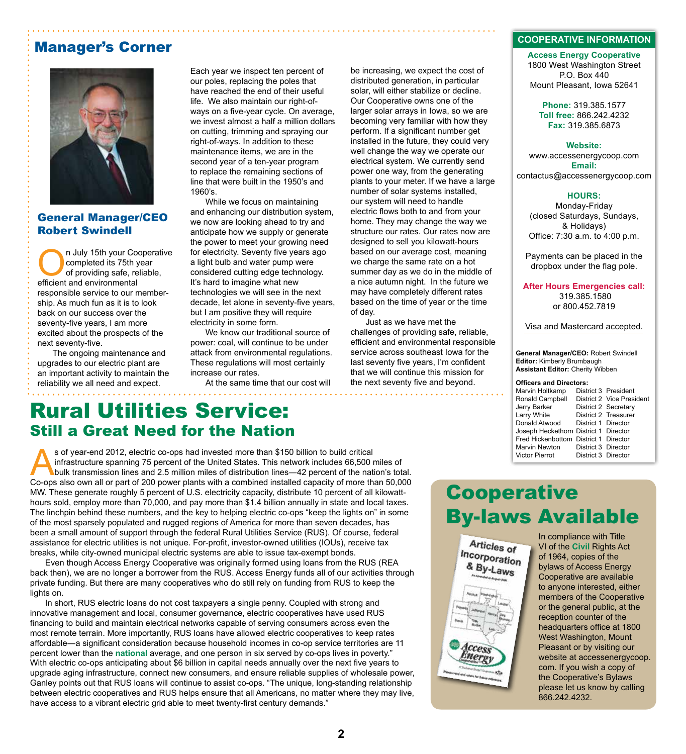## Manager's Corner

### General Manager/CEO Robert Swindell

On July 15th your Cooperative completed its 75th year of providing safe, reliable, efficient and environmental responsible service to our membership. As much fun as it is to look back on our success over the seventy-five years, I am more excited about the prospects of the next seventy-five.

The ongoing maintenance and upgrades to our electric plant are an important activity to maintain the reliability we all need and expect. Each year we inspect ten percent of our poles, replacing the poles that have reached the end of their useful life. We also maintain our right-of-ways on a five-year cycle. On average, we invest almost a half a million dollars on cutting, trimming and spraying our right-of-ways. In addition to these maintenance items, we are in the second year of a ten-year program to replace the remaining sections of line that were built in the 1950's and 1960's.

While we focus on maintaining and enhancing our distribution system, we now are looking ahead to try and anticipate how we supply or generate the power to meet your growing need for electricity. Seventy five years ago a light bulb and water pump were considered cutting edge technology. It's hard to imagine what new technologies we will see in the next decade, let alone in seventy-five years, but I am positive they will require electricity in some form.

We know our traditional source of power: coal, will continue to be under attack from environmental regulations. These regulations will most certainly increase our rates.

At the same time that our cost will be increasing, we expect the cost of distributed generation, in particular solar, will either stabilize or decline. Our Cooperative owns one of the larger solar arrays in Iowa, so we are becoming very familiar with how they perform. If a significant number get installed in the future, they could very well change the way we operate our electrical system. We currently send power one way, from the generating plants to your meter. If we have a large number of solar systems installed, our system will need to handle electric flows both to and from your home. They may change the way we structure our rates. Our rates now are designed to sell you kilowatt-hours based on our average cost, meaning we charge the same rate on a hot summer day as we do in the middle of a nice autumn night. In the future we may have completely different rates based on the time of year or the time of day.

Just as we have met the challenges of providing safe, reliable, efficient and environmental responsible service across southeast Iowa for the last seventy five years, I'm confident that we will continue this mission for the next seventy five and beyond.

## Cooperative Information

**Access Energy Cooperative**
1800 West Washington Street
P.O. Box 440
Mount Pleasant, Iowa 52641

**Phone:** 319.385.1577
**Toll free:** 866.242.4232
**Fax:** 319.385.6873

**Website:**
www.accessenergycoop.com
**Email:**
contactus@accessenergycoop.com

**HOURS:**
Monday-Friday
(closed Saturdays, Sundays, & Holidays)
Office: 7:30 a.m. to 4:00 p.m.

Payments can be placed in the dropbox under the flag pole.

**After Hours Emergencies call:**
319.385.1580
or 800.452.7819

Visa and Mastercard accepted.

**General Manager/CEO:** Robert Swindell
**Editor:** Kimberly Brumbaugh
**Assistant Editor:** Cherity Wibben

**Officers and Directors:**

| Name | District | Position |
|---|---|---|
| Marvin Holtkamp | District 3 | President |
| Ronald Campbell | District 2 | Vice President |
| Jerry Barker | District 2 | Secretary |
| Larry White | District 2 | Treasurer |
| Donald Atwood | District 1 | Director |
| Joseph Heckethorn | District 1 | Director |
| Fred Hickenbottom | District 1 | Director |
| Marvin Newton | District 3 | Director |
| Victor Pierrot | District 3 | Director |

# Rural Utilities Service:
## Still a Great Need for the Nation

As of year-end 2012, electric co-ops had invested more than $150 billion to build critical infrastructure spanning 75 percent of the United States. This network includes 66,500 miles of bulk transmission lines and 2.5 million miles of distribution lines—42 percent of the nation's total. Co-ops also own all or part of 200 power plants with a combined installed capacity of more than 50,000 MW. These generate roughly 5 percent of U.S. electricity capacity, distribute 10 percent of all kilowatt-hours sold, employ more than 70,000, and pay more than $1.4 billion annually in state and local taxes. The linchpin behind these numbers, and the key to helping electric co-ops "keep the lights on" in some of the most sparsely populated and rugged regions of America for more than seven decades, has been a small amount of support through the federal Rural Utilities Service (RUS). Of course, federal assistance for electric utilities is not unique. For-profit, investor-owned utilities (IOUs), receive tax breaks, while city-owned municipal electric systems are able to issue tax-exempt bonds.

Even though Access Energy Cooperative was originally formed using loans from the RUS (REA back then), we are no longer a borrower from the RUS. Access Energy funds all of our activities through private funding. But there are many cooperatives who do still rely on funding from RUS to keep the lights on.

In short, RUS electric loans do not cost taxpayers a single penny. Coupled with strong and innovative management and local, consumer governance, electric cooperatives have used RUS financing to build and maintain electrical networks capable of serving consumers across even the most remote terrain. More importantly, RUS loans have allowed electric cooperatives to keep rates affordable—a significant consideration because household incomes in co-op service territories are 11 percent lower than the national average, and one person in six served by co-ops lives in poverty." With electric co-ops anticipating about $6 billion in capital needs annually over the next five years to upgrade aging infrastructure, connect new consumers, and ensure reliable supplies of wholesale power, Ganley points out that RUS loans will continue to assist co-ops. "The unique, long-standing relationship between electric cooperatives and RUS helps ensure that all Americans, no matter where they may live, have access to a vibrant electric grid able to meet twenty-first century demands."

# Cooperative By-laws Available

In compliance with Title VI of the Civil Rights Act of 1964, copies of the bylaws of Access Energy Cooperative are available to anyone interested, either members of the Cooperative or the general public, at the reception counter of the headquarters office at 1800 West Washington, Mount Pleasant or by visiting our website at accessenergycoop.com. If you wish a copy of the Cooperative's Bylaws please let us know by calling 866.242.4232.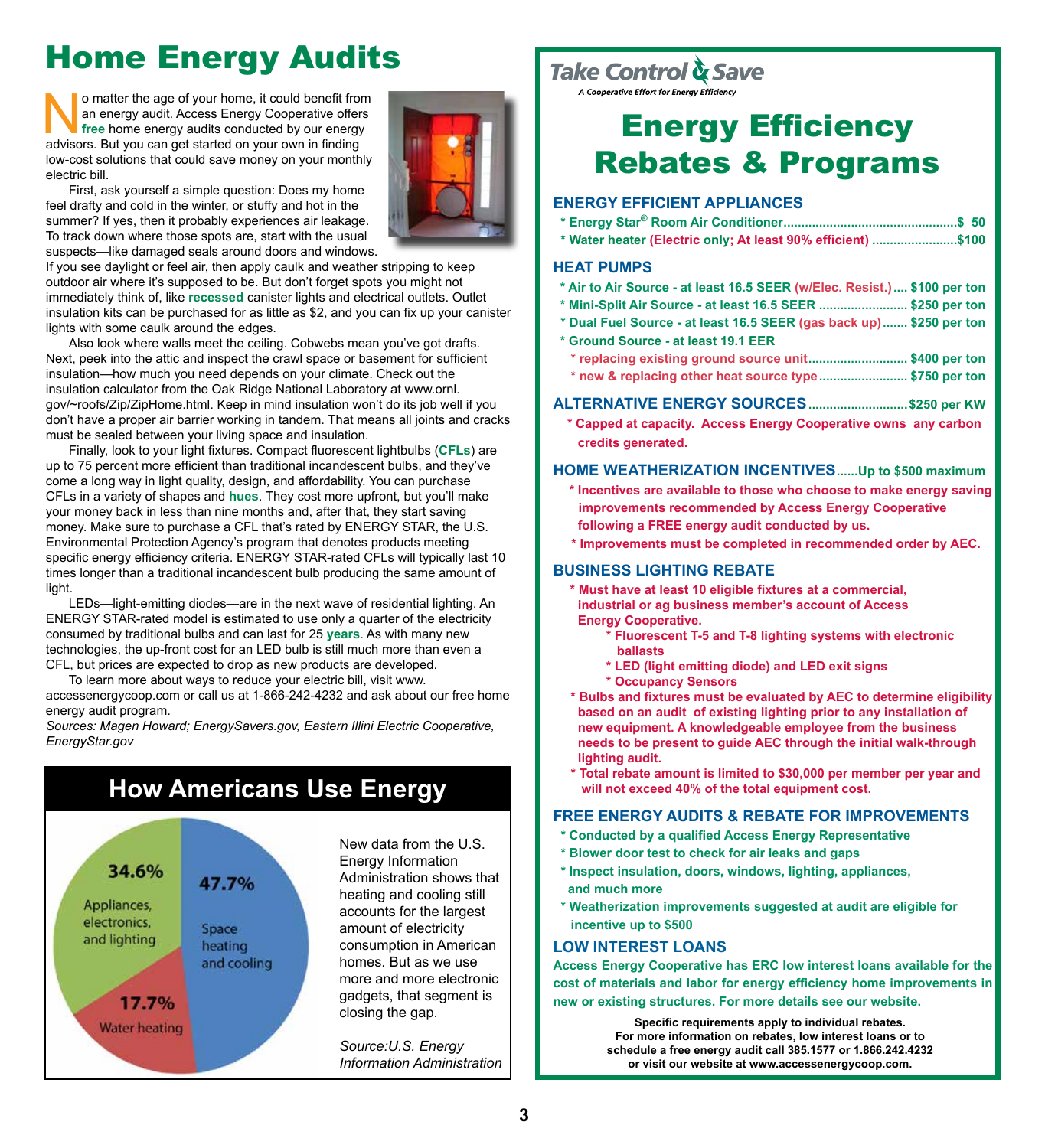# Home Energy Audits

No matter the age of your home, it could benefit from an energy audit. Access Energy Cooperative offers **free** home energy audits conducted by our energy advisors. But you can get started on your own in finding low-cost solutions that could save money on your monthly electric bill.

First, ask yourself a simple question: Does my home feel drafty and cold in the winter, or stuffy and hot in the summer? If yes, then it probably experiences air leakage. To track down where those spots are, start with the usual suspects—like damaged seals around doors and windows. If you see daylight or feel air, then apply caulk and weather stripping to keep outdoor air where it's supposed to be. But don't forget spots you might not immediately think of, like **recessed** canister lights and electrical outlets. Outlet insulation kits can be purchased for as little as $2, and you can fix up your canister lights with some caulk around the edges.

Also look where walls meet the ceiling. Cobwebs mean you've got drafts. Next, peek into the attic and inspect the crawl space or basement for sufficient insulation—how much you need depends on your climate. Check out the insulation calculator from the Oak Ridge National Laboratory at www.ornl.gov/~roofs/Zip/ZipHome.html. Keep in mind insulation won't do its job well if you don't have a proper air barrier working in tandem. That means all joints and cracks must be sealed between your living space and insulation.

Finally, look to your light fixtures. Compact fluorescent lightbulbs (**CFLs**) are up to 75 percent more efficient than traditional incandescent bulbs, and they've come a long way in light quality, design, and affordability. You can purchase CFLs in a variety of shapes and **hues**. They cost more upfront, but you'll make your money back in less than nine months and, after that, they start saving money. Make sure to purchase a CFL that's rated by ENERGY STAR, the U.S. Environmental Protection Agency's program that denotes products meeting specific energy efficiency criteria. ENERGY STAR-rated CFLs will typically last 10 times longer than a traditional incandescent bulb producing the same amount of light.

LEDs—light-emitting diodes—are in the next wave of residential lighting. An ENERGY STAR-rated model is estimated to use only a quarter of the electricity consumed by traditional bulbs and can last for 25 **years**. As with many new technologies, the up-front cost for an LED bulb is still much more than even a CFL, but prices are expected to drop as new products are developed.

To learn more about ways to reduce your electric bill, visit www.accessenergycoop.com or call us at 1-866-242-4232 and ask about our free home energy audit program.

*Sources: Magen Howard; EnergySavers.gov, Eastern Illini Electric Cooperative, EnergyStar.gov*

## How Americans Use Energy

- 47.7% Space heating and cooling
- 34.6% Appliances, electronics, and lighting
- 17.7% Water heating

New data from the U.S. Energy Information Administration shows that heating and cooling still accounts for the largest amount of electricity consumption in American homes. But as we use more and more electronic gadgets, that segment is closing the gap.

*Source: U.S. Energy Information Administration*

---

**Take Control & Save**
*A Cooperative Effort for Energy Efficiency*

# Energy Efficiency Rebates & Programs

### ENERGY EFFICIENT APPLIANCES

- Energy Star® Room Air Conditioner ........ $ 50
- Water heater (Electric only; At least 90% efficient) ........ $100

### HEAT PUMPS

- Air to Air Source - at least 16.5 SEER (w/Elec. Resist.) .... $100 per ton
- Mini-Split Air Source - at least 16.5 SEER ........ $250 per ton
- Dual Fuel Source - at least 16.5 SEER (gas back up) ....... $250 per ton
- Ground Source - at least 19.1 EER
  - replacing existing ground source unit ........ $400 per ton
  - new & replacing other heat source type ........ $750 per ton

### ALTERNATIVE ENERGY SOURCES ........ $250 per KW

- Capped at capacity. Access Energy Cooperative owns any carbon credits generated.

### HOME WEATHERIZATION INCENTIVES ......Up to $500 maximum

- Incentives are available to those who choose to make energy saving improvements recommended by Access Energy Cooperative following a FREE energy audit conducted by us.
- Improvements must be completed in recommended order by AEC.

### BUSINESS LIGHTING REBATE

- Must have at least 10 eligible fixtures at a commercial, industrial or ag business member's account of Access Energy Cooperative.
  - Fluorescent T-5 and T-8 lighting systems with electronic ballasts
  - LED (light emitting diode) and LED exit signs
  - Occupancy Sensors
- Bulbs and fixtures must be evaluated by AEC to determine eligibility based on an audit of existing lighting prior to any installation of new equipment. A knowledgeable employee from the business needs to be present to guide AEC through the initial walk-through lighting audit.
- Total rebate amount is limited to $30,000 per member per year and will not exceed 40% of the total equipment cost.

### FREE ENERGY AUDITS & REBATE FOR IMPROVEMENTS

- Conducted by a qualified Access Energy Representative
- Blower door test to check for air leaks and gaps
- Inspect insulation, doors, windows, lighting, appliances, and much more
- Weatherization improvements suggested at audit are eligible for incentive up to $500

### LOW INTEREST LOANS

Access Energy Cooperative has ERC low interest loans available for the cost of materials and labor for energy efficiency home improvements in new or existing structures. For more details see our website.

**Specific requirements apply to individual rebates. For more information on rebates, low interest loans or to schedule a free energy audit call 385.1577 or 1.866.242.4232 or visit our website at www.accessenergycoop.com.**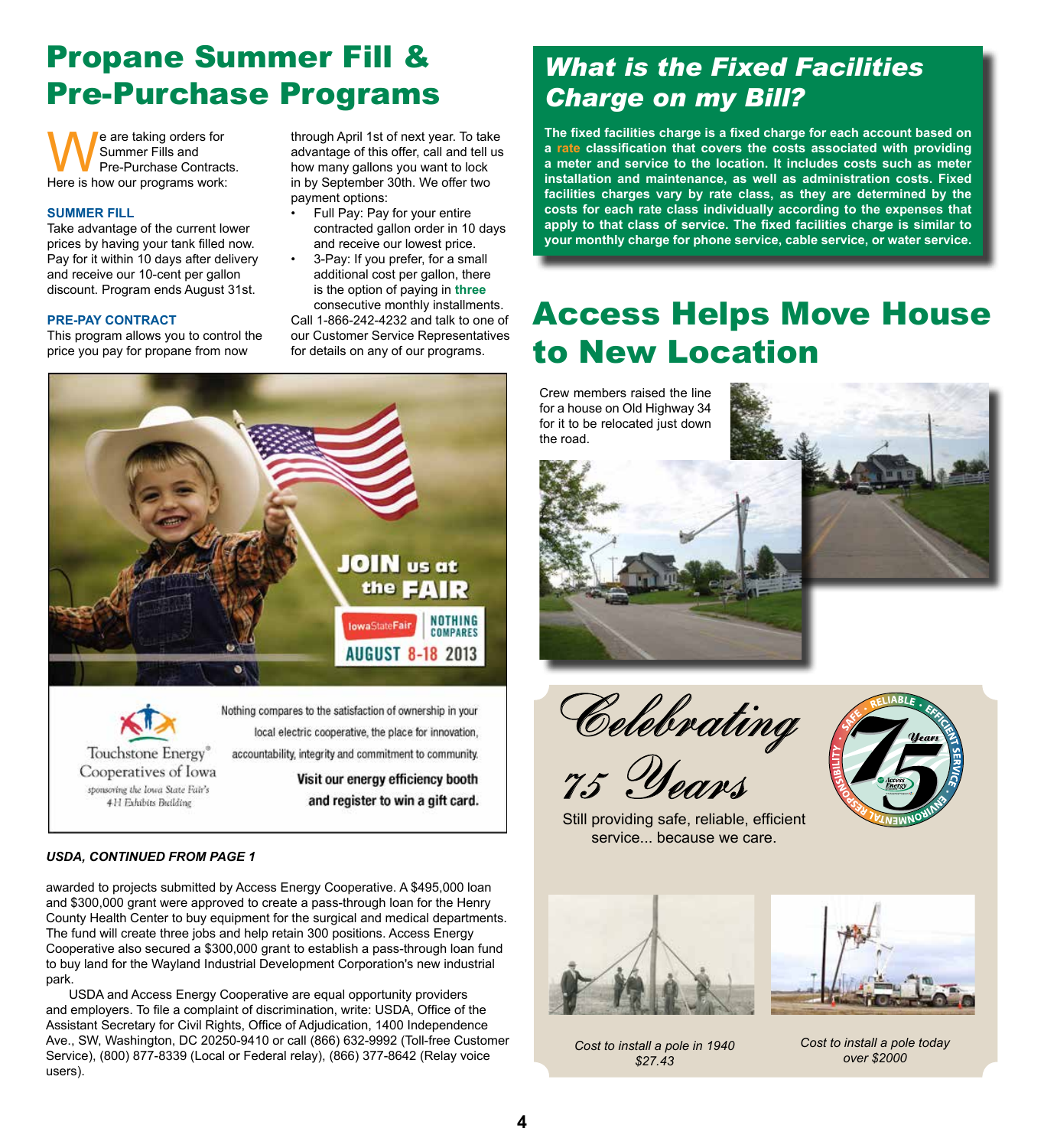# Propane Summer Fill & Pre-Purchase Programs

We are taking orders for Summer Fills and Pre-Purchase Contracts. Here is how our programs work:

### SUMMER FILL

Take advantage of the current lower prices by having your tank filled now. Pay for it within 10 days after delivery and receive our 10-cent per gallon discount. Program ends August 31st.

### PRE-PAY CONTRACT

This program allows you to control the price you pay for propane from now through April 1st of next year. To take advantage of this offer, call and tell us how many gallons you want to lock in by September 30th. We offer two payment options:

- Full Pay: Pay for your entire contracted gallon order in 10 days and receive our lowest price.
- 3-Pay: If you prefer, for a small additional cost per gallon, there is the option of paying in **three** consecutive monthly installments.

Call 1-866-242-4232 and talk to one of our Customer Service Representatives for details on any of our programs.

**JOIN us at the FAIR**

IowaStateFair | NOTHING COMPARES

AUGUST 8-18 2013

Touchstone Energy® Cooperatives of Iowa

*sponsoring the Iowa State Fair's 4-H Exhibits Building*

Nothing compares to the satisfaction of ownership in your local electric cooperative, the place for innovation, accountability, integrity and commitment to community.

**Visit our energy efficiency booth and register to win a gift card.**

***USDA, CONTINUED FROM PAGE 1***

awarded to projects submitted by Access Energy Cooperative. A $495,000 loan and $300,000 grant were approved to create a pass-through loan for the Henry County Health Center to buy equipment for the surgical and medical departments. The fund will create three jobs and help retain 300 positions. Access Energy Cooperative also secured a $300,000 grant to establish a pass-through loan fund to buy land for the Wayland Industrial Development Corporation's new industrial park.

USDA and Access Energy Cooperative are equal opportunity providers and employers. To file a complaint of discrimination, write: USDA, Office of the Assistant Secretary for Civil Rights, Office of Adjudication, 1400 Independence Ave., SW, Washington, DC 20250-9410 or call (866) 632-9992 (Toll-free Customer Service), (800) 877-8339 (Local or Federal relay), (866) 377-8642 (Relay voice users).

# *What is the Fixed Facilities Charge on my Bill?*

**The fixed facilities charge is a fixed charge for each account based on a rate classification that covers the costs associated with providing a meter and service to the location. It includes costs such as meter installation and maintenance, as well as administration costs. Fixed facilities charges vary by rate class, as they are determined by the costs for each rate class individually according to the expenses that apply to that class of service. The fixed facilities charge is similar to your monthly charge for phone service, cable service, or water service.**

# Access Helps Move House to New Location

Crew members raised the line for a house on Old Highway 34 for it to be relocated just down the road.

# *Celebrating 75 Years*

Still providing safe, reliable, efficient service... because we care.

SAFE • RELIABLE • EFFICIENT SERVICE • ENVIRONMENTAL RESPONSIBILITY — 75 Years — Access Energy

*Cost to install a pole in 1940 $27.43*

*Cost to install a pole today over $2000*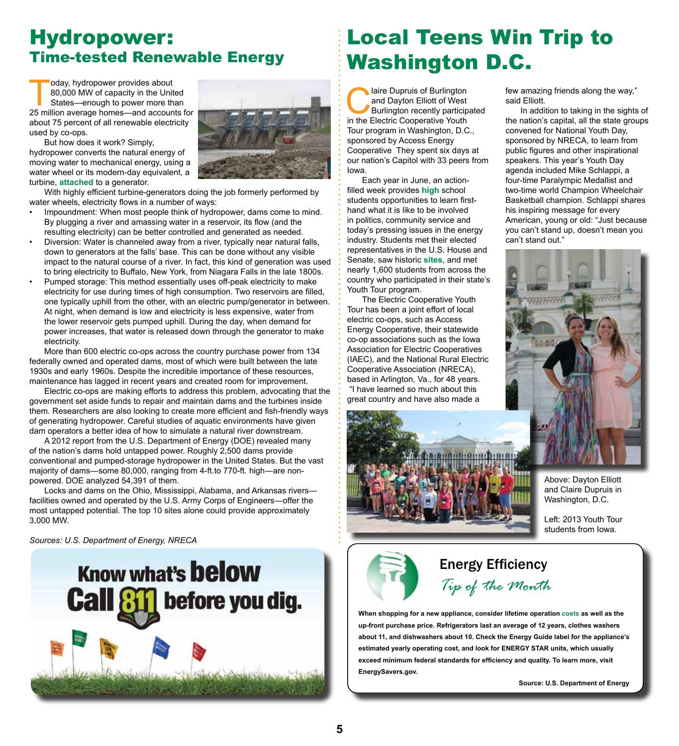# Hydropower:
## Time-tested Renewable Energy

Today, hydropower provides about 80,000 MW of capacity in the United States—enough to power more than 25 million average homes—and accounts for about 75 percent of all renewable electricity used by co-ops.

But how does it work? Simply, hydropower converts the natural energy of moving water to mechanical energy, using a water wheel or its modern-day equivalent, a turbine, **attached** to a generator.

With highly efficient turbine-generators doing the job formerly performed by water wheels, electricity flows in a number of ways:

- Impoundment: When most people think of hydropower, dams come to mind. By plugging a river and amassing water in a reservoir, its flow (and the resulting electricity) can be better controlled and generated as needed.
- Diversion: Water is channeled away from a river, typically near natural falls, down to generators at the falls' base. This can be done without any visible impact to the natural course of a river. In fact, this kind of generation was used to bring electricity to Buffalo, New York, from Niagara Falls in the late 1800s.
- Pumped storage: This method essentially uses off-peak electricity to make electricity for use during times of high consumption. Two reservoirs are filled, one typically uphill from the other, with an electric pump/generator in between. At night, when demand is low and electricity is less expensive, water from the lower reservoir gets pumped uphill. During the day, when demand for power increases, that water is released down through the generator to make electricity.

More than 600 electric co-ops across the country purchase power from 134 federally owned and operated dams, most of which were built between the late 1930s and early 1960s. Despite the incredible importance of these resources, maintenance has lagged in recent years and created room for improvement.

Electric co-ops are making efforts to address this problem, advocating that the government set aside funds to repair and maintain dams and the turbines inside them. Researchers are also looking to create more efficient and fish-friendly ways of generating hydropower. Careful studies of aquatic environments have given dam operators a better idea of how to simulate a natural river downstream.

A 2012 report from the U.S. Department of Energy (DOE) revealed many of the nation's dams hold untapped power. Roughly 2,500 dams provide conventional and pumped-storage hydropower in the United States. But the vast majority of dams—some 80,000, ranging from 4-ft.to 770-ft. high—are non-powered. DOE analyzed 54,391 of them.

Locks and dams on the Ohio, Mississippi, Alabama, and Arkansas rivers—facilities owned and operated by the U.S. Army Corps of Engineers—offer the most untapped potential. The top 10 sites alone could provide approximately 3,000 MW.

*Sources: U.S. Department of Energy, NRECA*

**Know what's below. Call 811 before you dig.**

# Local Teens Win Trip to Washington D.C.

Claire Dupruis of Burlington and Dayton Elliott of West Burlington recently participated in the Electric Cooperative Youth Tour program in Washington, D.C., sponsored by Access Energy Cooperative They spent six days at our nation's Capitol with 33 peers from Iowa.

Each year in June, an action-filled week provides **high** school students opportunities to learn first-hand what it is like to be involved in politics, community service and today's pressing issues in the energy industry. Students met their elected representatives in the U.S. House and Senate, saw historic **sites**, and met nearly 1,600 students from across the country who participated in their state's Youth Tour program.

The Electric Cooperative Youth Tour has been a joint effort of local electric co-ops, such as Access Energy Cooperative, their statewide co-op associations such as the Iowa Association for Electric Cooperatives (IAEC), and the National Rural Electric Cooperative Association (NRECA), based in Arlington, Va., for 48 years.

"I have learned so much about this great country and have also made a few amazing friends along the way," said Elliott.

In addition to taking in the sights of the nation's capital, all the state groups convened for National Youth Day, sponsored by NRECA, to learn from public figures and other inspirational speakers. This year's Youth Day agenda included Mike Schlappi, a four-time Paralympic Medallist and two-time world Champion Wheelchair Basketball champion. Schlappi shares his inspiring message for every American, young or old: "Just because you can't stand up, doesn't mean you can't stand out."

Above: Dayton Elliott and Claire Dupruis in Washington, D.C.

Left: 2013 Youth Tour students from Iowa.

## Energy Efficiency
*Tip of the Month*

**When shopping for a new appliance, consider lifetime operation costs as well as the up-front purchase price. Refrigerators last an average of 12 years, clothes washers about 11, and dishwashers about 10. Check the Energy Guide label for the appliance's estimated yearly operating cost, and look for ENERGY STAR units, which usually exceed minimum federal standards for efficiency and quality. To learn more, visit EnergySavers.gov.**

**Source: U.S. Department of Energy**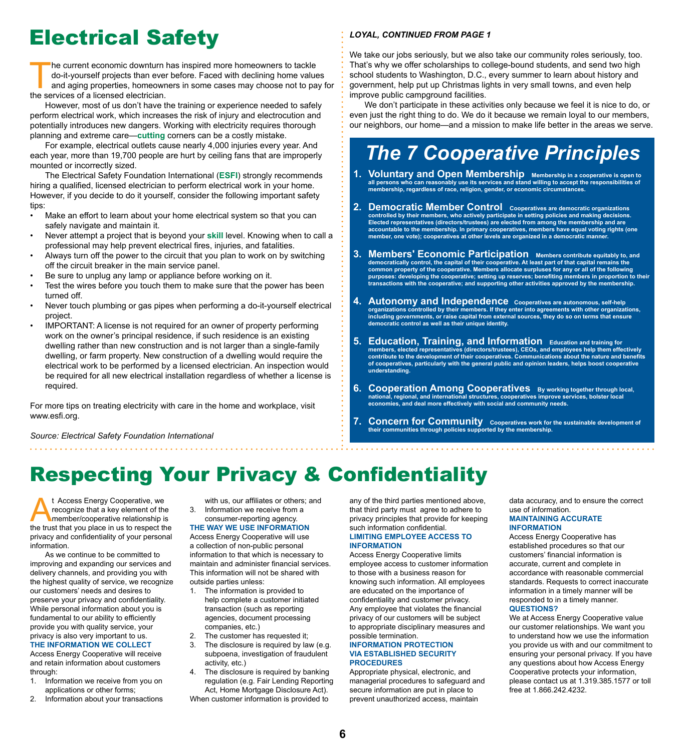# Electrical Safety

The current economic downturn has inspired more homeowners to tackle do-it-yourself projects than ever before. Faced with declining home values and aging properties, homeowners in some cases may choose not to pay for the services of a licensed electrician.

However, most of us don't have the training or experience needed to safely perform electrical work, which increases the risk of injury and electrocution and potentially introduces new dangers. Working with electricity requires thorough planning and extreme care—**cutting** corners can be a costly mistake.

For example, electrical outlets cause nearly 4,000 injuries every year. And each year, more than 19,700 people are hurt by ceiling fans that are improperly mounted or incorrectly sized.

The Electrical Safety Foundation International (**ESFI**) strongly recommends hiring a qualified, licensed electrician to perform electrical work in your home. However, if you decide to do it yourself, consider the following important safety tips:

- Make an effort to learn about your home electrical system so that you can safely navigate and maintain it.
- Never attempt a project that is beyond your **skill** level. Knowing when to call a professional may help prevent electrical fires, injuries, and fatalities.
- Always turn off the power to the circuit that you plan to work on by switching off the circuit breaker in the main service panel.
- Be sure to unplug any lamp or appliance before working on it.
- Test the wires before you touch them to make sure that the power has been turned off.
- Never touch plumbing or gas pipes when performing a do-it-yourself electrical project.
- IMPORTANT: A license is not required for an owner of property performing work on the owner's principal residence, if such residence is an existing dwelling rather than new construction and is not larger than a single-family dwelling, or farm property. New construction of a dwelling would require the electrical work to be performed by a licensed electrician. An inspection would be required for all new electrical installation regardless of whether a license is required.

For more tips on treating electricity with care in the home and workplace, visit www.esfi.org.

*Source: Electrical Safety Foundation International*

***LOYAL, CONTINUED FROM PAGE 1***

We take our jobs seriously, but we also take our community roles seriously, too. That's why we offer scholarships to college-bound students, and send two high school students to Washington, D.C., every summer to learn about history and government, help put up Christmas lights in very small towns, and even help improve public campground facilities.

We don't participate in these activities only because we feel it is nice to do, or even just the right thing to do. We do it because we remain loyal to our members, our neighbors, our home—and a mission to make life better in the areas we serve.

## *The 7 Cooperative Principles*

1. **Voluntary and Open Membership** Membership in a cooperative is open to all persons who can reasonably use its services and stand willing to accept the responsibilities of membership, regardless of race, religion, gender, or economic circumstances.
2. **Democratic Member Control** Cooperatives are democratic organizations controlled by their members, who actively participate in setting policies and making decisions. Elected representatives (directors/trustees) are elected from among the membership and are accountable to the membership. In primary cooperatives, members have equal voting rights (one member, one vote); cooperatives at other levels are organized in a democratic manner.
3. **Members' Economic Participation** Members contribute equitably to, and democratically control, the capital of their cooperative. At least part of that capital remains the common property of the cooperative. Members allocate surpluses for any or all of the following purposes: developing the cooperative; setting up reserves; benefiting members in proportion to their transactions with the cooperative; and supporting other activities approved by the membership.
4. **Autonomy and Independence** Cooperatives are autonomous, self-help organizations controlled by their members. If they enter into agreements with other organizations, including governments, or raise capital from external sources, they do so on terms that ensure democratic control as well as their unique identity.
5. **Education, Training, and Information** Education and training for members, elected representatives (directors/trustees), CEOs, and employees help them effectively contribute to the development of their cooperatives. Communications about the nature and benefits of cooperatives, particularly with the general public and opinion leaders, helps boost cooperative understanding.
6. **Cooperation Among Cooperatives** By working together through local, national, regional, and international structures, cooperatives improve services, bolster local economies, and deal more effectively with social and community needs.
7. **Concern for Community** Cooperatives work for the sustainable development of their communities through policies supported by the membership.

# Respecting Your Privacy & Confidentiality

At Access Energy Cooperative, we recognize that a key element of the member/cooperative relationship is the trust that you place in us to respect the privacy and confidentiality of your personal information.

As we continue to be committed to improving and expanding our services and delivery channels, and providing you with the highest quality of service, we recognize our customers' needs and desires to preserve your privacy and confidentiality. While personal information about you is fundamental to our ability to efficiently provide you with quality service, your privacy is also very important to us.

### THE INFORMATION WE COLLECT

Access Energy Cooperative will receive and retain information about customers through:

1. Information we receive from you on applications or other forms;
2. Information about your transactions with us, our affiliates or others; and
3. Information we receive from a consumer-reporting agency.

### THE WAY WE USE INFORMATION

Access Energy Cooperative will use a collection of non-public personal information to that which is necessary to maintain and administer financial services. This information will not be shared with outside parties unless:

1. The information is provided to help complete a customer initiated transaction (such as reporting agencies, document processing companies, etc.)
2. The customer has requested it;
3. The disclosure is required by law (e.g. subpoena, investigation of fraudulent activity, etc.)
4. The disclosure is required by banking regulation (e.g. Fair Lending Reporting Act, Home Mortgage Disclosure Act).

When customer information is provided to any of the third parties mentioned above, that third party must agree to adhere to privacy principles that provide for keeping such information confidential.

### LIMITING EMPLOYEE ACCESS TO INFORMATION

Access Energy Cooperative limits employee access to customer information to those with a business reason for knowing such information. All employees are educated on the importance of confidentiality and customer privacy. Any employee that violates the financial privacy of our customers will be subject to appropriate disciplinary measures and possible termination.

### INFORMATION PROTECTION VIA ESTABLISHED SECURITY PROCEDURES

Appropriate physical, electronic, and managerial procedures to safeguard and secure information are put in place to prevent unauthorized access, maintain data accuracy, and to ensure the correct use of information.

### MAINTAINING ACCURATE INFORMATION

Access Energy Cooperative has established procedures so that our customers' financial information is accurate, current and complete in accordance with reasonable commercial standards. Requests to correct inaccurate information in a timely manner will be responded to in a timely manner.

### QUESTIONS?

We at Access Energy Cooperative value our customer relationships. We want you to understand how we use the information you provide us with and our commitment to ensuring your personal privacy. If you have any questions about how Access Energy Cooperative protects your information, please contact us at 1.319.385.1577 or toll free at 1.866.242.4232.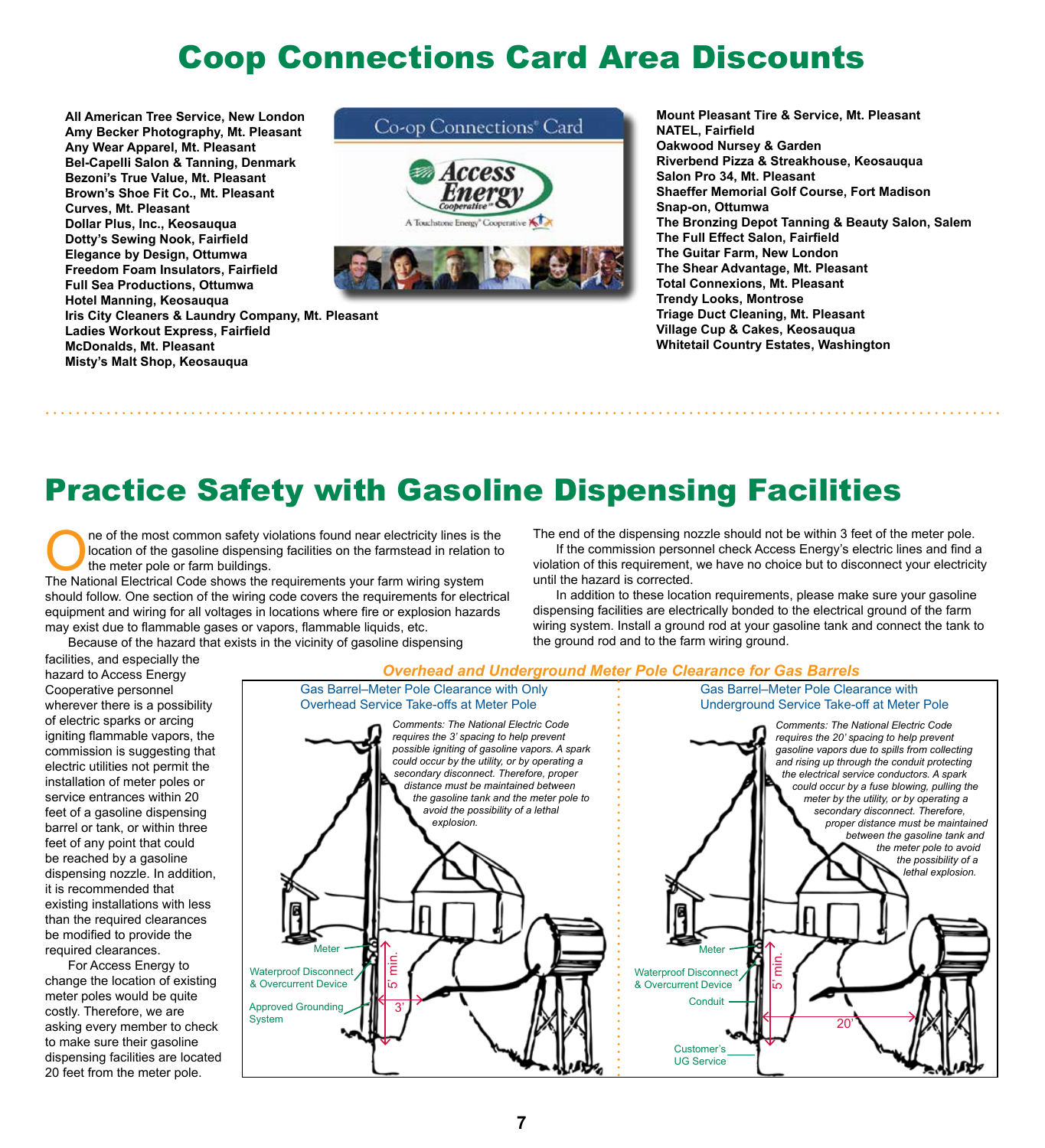# Coop Connections Card Area Discounts

**All American Tree Service, New London**
**Amy Becker Photography, Mt. Pleasant**
**Any Wear Apparel, Mt. Pleasant**
**Bel-Capelli Salon & Tanning, Denmark**
**Bezoni's True Value, Mt. Pleasant**
**Brown's Shoe Fit Co., Mt. Pleasant**
**Curves, Mt. Pleasant**
**Dollar Plus, Inc., Keosauqua**
**Dotty's Sewing Nook, Fairfield**
**Elegance by Design, Ottumwa**
**Freedom Foam Insulators, Fairfield**
**Full Sea Productions, Ottumwa**
**Hotel Manning, Keosauqua**
**Iris City Cleaners & Laundry Company, Mt. Pleasant**
**Ladies Workout Express, Fairfield**
**McDonalds, Mt. Pleasant**
**Misty's Malt Shop, Keosauqua**
**Mount Pleasant Tire & Service, Mt. Pleasant**
**NATEL, Fairfield**
**Oakwood Nursey & Garden**
**Riverbend Pizza & Streakhouse, Keosauqua**
**Salon Pro 34, Mt. Pleasant**
**Shaeffer Memorial Golf Course, Fort Madison**
**Snap-on, Ottumwa**
**The Bronzing Depot Tanning & Beauty Salon, Salem**
**The Full Effect Salon, Fairfield**
**The Guitar Farm, New London**
**The Shear Advantage, Mt. Pleasant**
**Total Connexions, Mt. Pleasant**
**Trendy Looks, Montrose**
**Triage Duct Cleaning, Mt. Pleasant**
**Village Cup & Cakes, Keosauqua**
**Whitetail Country Estates, Washington**

# Practice Safety with Gasoline Dispensing Facilities

One of the most common safety violations found near electricity lines is the location of the gasoline dispensing facilities on the farmstead in relation to the meter pole or farm buildings.

The National Electrical Code shows the requirements your farm wiring system should follow. One section of the wiring code covers the requirements for electrical equipment and wiring for all voltages in locations where fire or explosion hazards may exist due to flammable gases or vapors, flammable liquids, etc.

Because of the hazard that exists in the vicinity of gasoline dispensing facilities, and especially the hazard to Access Energy Cooperative personnel wherever there is a possibility of electric sparks or arcing igniting flammable vapors, the commission is suggesting that electric utilities not permit the installation of meter poles or service entrances within 20 feet of a gasoline dispensing barrel or tank, or within three feet of any point that could be reached by a gasoline dispensing nozzle. In addition, it is recommended that existing installations with less than the required clearances be modified to provide the required clearances.

For Access Energy to change the location of existing meter poles would be quite costly. Therefore, we are asking every member to check to make sure their gasoline dispensing facilities are located 20 feet from the meter pole. The end of the dispensing nozzle should not be within 3 feet of the meter pole.

If the commission personnel check Access Energy's electric lines and find a violation of this requirement, we have no choice but to disconnect your electricity until the hazard is corrected.

In addition to these location requirements, please make sure your gasoline dispensing facilities are electrically bonded to the electrical ground of the farm wiring system. Install a ground rod at your gasoline tank and connect the tank to the ground rod and to the farm wiring ground.

***Overhead and Underground Meter Pole Clearance for Gas Barrels***

Gas Barrel–Meter Pole Clearance with Only Overhead Service Take-offs at Meter Pole

*Comments: The National Electric Code requires the 3' spacing to help prevent possible igniting of gasoline vapors. A spark could occur by the utility, or by operating a secondary disconnect. Therefore, proper distance must be maintained between the gasoline tank and the meter pole to avoid the possibility of a lethal explosion.*

Meter — Waterproof Disconnect & Overcurrent Device — Approved Grounding System — 5' min. — 3'

Gas Barrel–Meter Pole Clearance with Underground Service Take-off at Meter Pole

*Comments: The National Electric Code requires the 20' spacing to help prevent gasoline vapors due to spills from collecting and rising up through the conduit protecting the electrical service conductors. A spark could occur by a fuse blowing, pulling the meter by the utility, or by operating a secondary disconnect. Therefore, proper distance must be maintained between the gasoline tank and the meter pole to avoid the possibility of a lethal explosion.*

Meter — Waterproof Disconnect & Overcurrent Device — Conduit — Customer's UG Service — 5' min. — 20'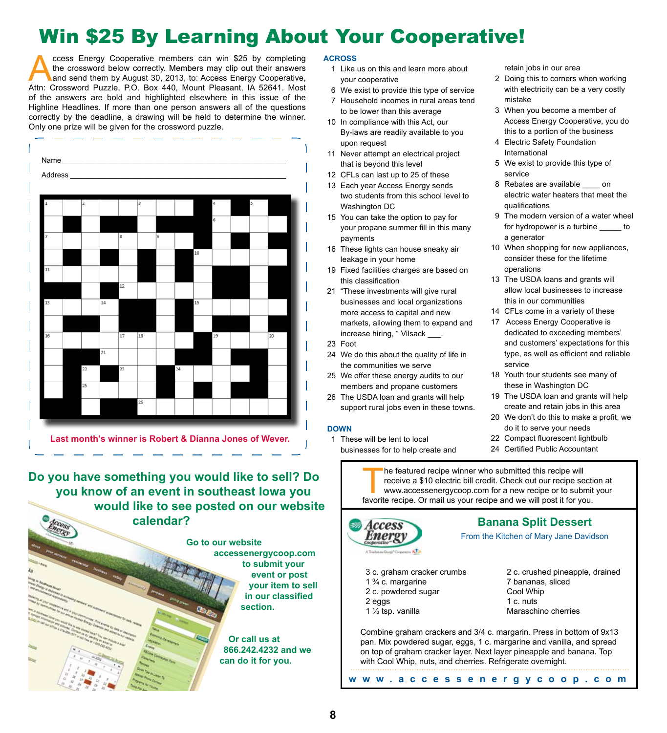# Win $25 By Learning About Your Cooperative!

Access Energy Cooperative members can win $25 by completing the crossword below correctly. Members may clip out their answers and send them by August 30, 2013, to: Access Energy Cooperative, Attn: Crossword Puzzle, P.O. Box 440, Mount Pleasant, IA 52641. Most of the answers are bold and highlighted elsewhere in this issue of the Highline Headlines. If more than one person answers all of the questions correctly by the deadline, a drawing will be held to determine the winner. Only one prize will be given for the crossword puzzle.

Name\_\_\_\_\_\_\_\_\_\_\_\_\_\_\_\_\_\_\_\_\_\_\_\_\_\_\_\_\_\_\_\_\_\_\_\_\_\_\_\_

Address\_\_\_\_\_\_\_\_\_\_\_\_\_\_\_\_\_\_\_\_\_\_\_\_\_\_\_\_\_\_\_\_\_\_\_\_\_\_\_\_

**Last month's winner is Robert & Dianna Jones of Wever.**

### ACROSS

1 Like us on this and learn more about your cooperative
6 We exist to provide this type of service
7 Household incomes in rural areas tend to be lower than this average
10 In compliance with this Act, our By-laws are readily available to you upon request
11 Never attempt an electrical project that is beyond this level
12 CFLs can last up to 25 of these
13 Each year Access Energy sends two students from this school level to Washington DC
15 You can take the option to pay for your propane summer fill in this many payments
16 These lights can house sneaky air leakage in your home
19 Fixed facilities charges are based on this classification
21 "These investments will give rural businesses and local organizations more access to capital and new markets, allowing them to expand and increase hiring, " Vilsack \_\_\_.
23 Foot
24 We do this about the quality of life in the communities we serve
25 We offer these energy audits to our members and propane customers
26 The USDA loan and grants will help support rural jobs even in these towns.

### DOWN

1 These will be lent to local businesses for to help create and retain jobs in our area
2 Doing this to corners when working with electricity can be a very costly mistake
3 When you become a member of Access Energy Cooperative, you do this to a portion of the business
4 Electric Safety Foundation International
5 We exist to provide this type of service
8 Rebates are available \_\_\_\_ on electric water heaters that meet the qualifications
9 The modern version of a water wheel for hydropower is a turbine \_\_\_\_\_ to a generator
10 When shopping for new appliances, consider these for the lifetime operations
13 The USDA loans and grants will allow local businesses to increase this in our communities
14 CFLs come in a variety of these
17 Access Energy Cooperative is dedicated to exceeding members' and customers' expectations for this type, as well as efficient and reliable service
18 Youth tour students see many of these in Washington DC
19 The USDA loan and grants will help create and retain jobs in this area
20 We don't do this to make a profit, we do it to serve your needs
22 Compact fluorescent lightbulb
24 Certified Public Accountant

## Do you have something you would like to sell? Do you know of an event in southeast Iowa you would like to see posted on our website calendar?

**Go to our website accessenergycoop.com to submit your event or post your item to sell in our classified section.**

**Or call us at 866.242.4232 and we can do it for you.**

---

The featured recipe winner who submitted this recipe will receive a $10 electric bill credit. Check out our recipe section at www.accessenergycoop.com for a new recipe or to submit your favorite recipe. Or mail us your recipe and we will post it for you.

## Banana Split Dessert

From the Kitchen of Mary Jane Davidson

- 3 c. graham cracker crumbs
- 1 ¾ c. margarine
- 2 c. powdered sugar
- 2 eggs
- 1 ½ tsp. vanilla
- 2 c. crushed pineapple, drained
- 7 bananas, sliced
- Cool Whip
- 1 c. nuts
- Maraschino cherries

Combine graham crackers and 3/4 c. margarin. Press in bottom of 9x13 pan. Mix powdered sugar, eggs, 1 c. margarine and vanilla, and spread on top of graham cracker layer. Next layer pineapple and banana. Top with Cool Whip, nuts, and cherries. Refrigerate overnight.

**www.accessenergycoop.com**